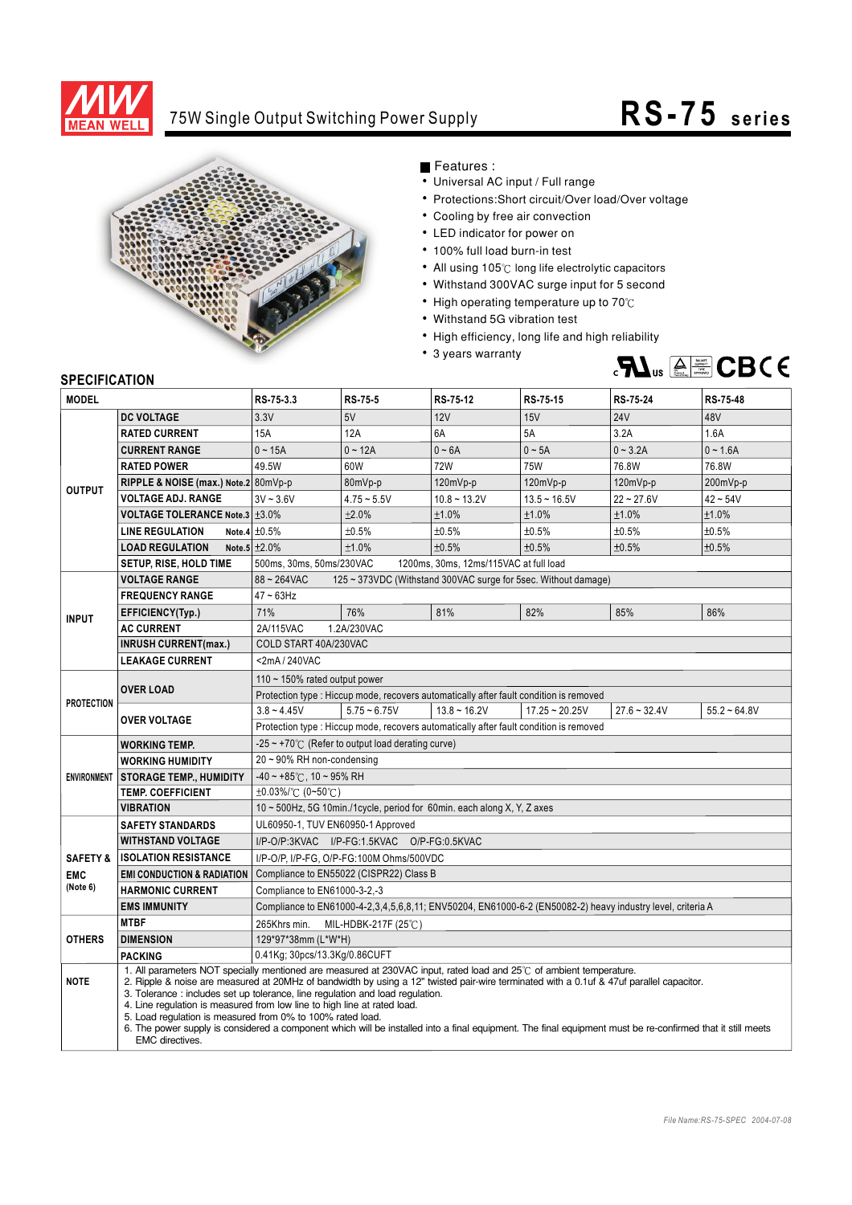MEAN WELL

# 75W Single Output Switching Power Supply

# RS-75 series

## Features :

- Universal AC input / Full range
- Protections:Short circuit/Over load/Over voltage
- Cooling by free air convection
- LED indicator for power on
- 100% full load burn-in test
- All using 105℃ long life electrolytic capacitors
- Withstand 300VAC surge input for 5 second
- High operating temperature up to 70℃
- Withstand 5G vibration test
- High efficiency, long life and high reliability
- 3 years warranty

## SPECIFICATION

| MODEL | | RS-75-3.3 | RS-75-5 | RS-75-12 | RS-75-15 | RS-75-24 | RS-75-48 |
|---|---|---|---|---|---|---|---|
| OUTPUT | DC VOLTAGE | 3.3V | 5V | 12V | 15V | 24V | 48V |
| | RATED CURRENT | 15A | 12A | 6A | 5A | 3.2A | 1.6A |
| | CURRENT RANGE | 0 ~ 15A | 0 ~ 12A | 0 ~ 6A | 0 ~ 5A | 0 ~ 3.2A | 0 ~ 1.6A |
| | RATED POWER | 49.5W | 60W | 72W | 75W | 76.8W | 76.8W |
| | RIPPLE & NOISE (max.) Note.2 | 80mVp-p | 80mVp-p | 120mVp-p | 120mVp-p | 120mVp-p | 200mVp-p |
| | VOLTAGE ADJ. RANGE | 3V ~ 3.6V | 4.75 ~ 5.5V | 10.8 ~ 13.2V | 13.5 ~ 16.5V | 22 ~ 27.6V | 42 ~ 54V |
| | VOLTAGE TOLERANCE Note.3 | ±3.0% | ±2.0% | ±1.0% | ±1.0% | ±1.0% | ±1.0% |
| | LINE REGULATION Note.4 | ±0.5% | ±0.5% | ±0.5% | ±0.5% | ±0.5% | ±0.5% |
| | LOAD REGULATION Note.5 | ±2.0% | ±1.0% | ±0.5% | ±0.5% | ±0.5% | ±0.5% |
| | SETUP, RISE, HOLD TIME | 500ms, 30ms, 50ms/230VAC 1200ms, 30ms, 12ms/115VAC at full load | | | | | |
| INPUT | VOLTAGE RANGE | 88 ~ 264VAC 125 ~ 373VDC (Withstand 300VAC surge for 5sec. Without damage) | | | | | |
| | FREQUENCY RANGE | 47 ~ 63Hz | | | | | |
| | EFFICIENCY(Typ.) | 71% | 76% | 81% | 82% | 85% | 86% |
| | AC CURRENT | 2A/115VAC 1.2A/230VAC | | | | | |
| | INRUSH CURRENT(max.) | COLD START 40A/230VAC | | | | | |
| | LEAKAGE CURRENT | <2mA / 240VAC | | | | | |
| PROTECTION | OVER LOAD | 110 ~ 150% rated output power | | | | | |
| | | Protection type : Hiccup mode, recovers automatically after fault condition is removed | | | | | |
| | OVER VOLTAGE | 3.8 ~ 4.45V | 5.75 ~ 6.75V | 13.8 ~ 16.2V | 17.25 ~ 20.25V | 27.6 ~ 32.4V | 55.2 ~ 64.8V |
| | | Protection type : Hiccup mode, recovers automatically after fault condition is removed | | | | | |
| ENVIRONMENT | WORKING TEMP. | -25 ~ +70℃ (Refer to output load derating curve) | | | | | |
| | WORKING HUMIDITY | 20 ~ 90% RH non-condensing | | | | | |
| | STORAGE TEMP., HUMIDITY | -40 ~ +85℃, 10 ~ 95% RH | | | | | |
| | TEMP. COEFFICIENT | ±0.03%/℃ (0~50℃) | | | | | |
| | VIBRATION | 10 ~ 500Hz, 5G 10min./1cycle, period for 60min. each along X, Y, Z axes | | | | | |
| SAFETY & EMC (Note 6) | SAFETY STANDARDS | UL60950-1, TUV EN60950-1 Approved | | | | | |
| | WITHSTAND VOLTAGE | I/P-O/P:3KVAC I/P-FG:1.5KVAC O/P-FG:0.5KVAC | | | | | |
| | ISOLATION RESISTANCE | I/P-O/P, I/P-FG, O/P-FG:100M Ohms/500VDC | | | | | |
| | EMI CONDUCTION & RADIATION | Compliance to EN55022 (CISPR22) Class B | | | | | |
| | HARMONIC CURRENT | Compliance to EN61000-3-2,-3 | | | | | |
| | EMS IMMUNITY | Compliance to EN61000-4-2,3,4,5,6,8,11; ENV50204, EN61000-6-2 (EN50082-2) heavy industry level, criteria A | | | | | |
| OTHERS | MTBF | 265Khrs min. MIL-HDBK-217F (25℃) | | | | | |
| | DIMENSION | 129*97*38mm (L*W*H) | | | | | |
| | PACKING | 0.41Kg; 30pcs/13.3Kg/0.86CUFT | | | | | |
| NOTE | 1. All parameters NOT specially mentioned are measured at 230VAC input, rated load and 25℃ of ambient temperature.<br>2. Ripple & noise are measured at 20MHz of bandwidth by using a 12" twisted pair-wire terminated with a 0.1uf & 47uf parallel capacitor.<br>3. Tolerance : includes set up tolerance, line regulation and load regulation.<br>4. Line regulation is measured from low line to high line at rated load.<br>5. Load regulation is measured from 0% to 100% rated load.<br>6. The power supply is considered a component which will be installed into a final equipment. The final equipment must be re-confirmed that it still meets EMC directives. | | | | | | |

File Name:RS-75-SPEC 2004-07-08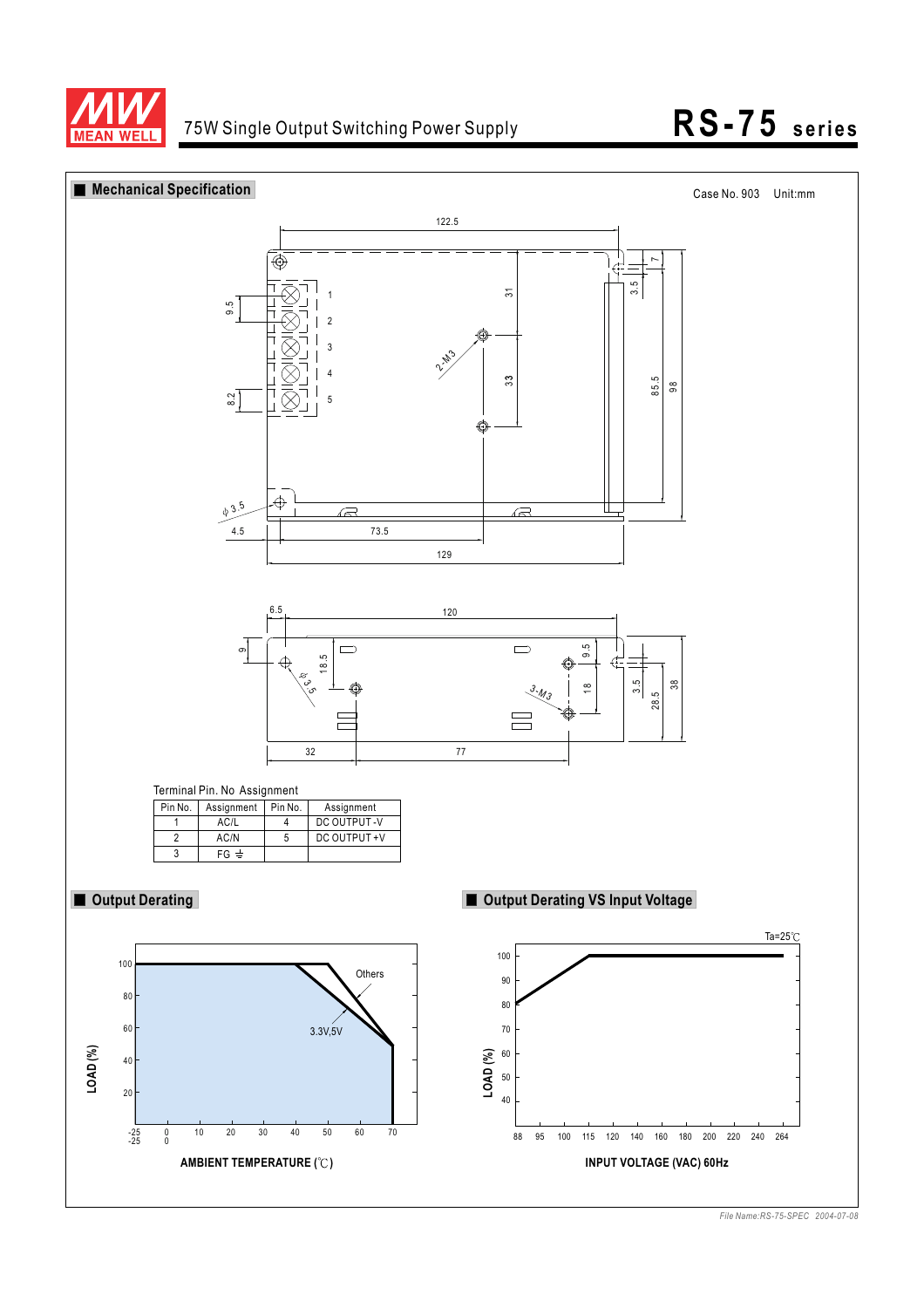75W Single Output Switching Power Supply

# RS-75 series

## Mechanical Specification

Case No. 903 Unit:mm

122.5

1
2
3
4
5

9.5
8.2
31
33
2-M3
3.5
7
85.5
98
φ 3.5
4.5
73.5
129

6.5
120
9
18.5
φ 3.5
9.5
3-M3
18
3.5
28.5
38
32
77

Terminal Pin. No Assignment

| Pin No. | Assignment | Pin No. | Assignment |
|---|---|---|---|
| 1 | AC/L | 4 | DC OUTPUT -V |
| 2 | AC/N | 5 | DC OUTPUT +V |
| 3 | FG ⏚ | | |

## Output Derating

LOAD (%)
100
80
60
40
20
Others
3.3V,5V
-25 -25
0 0
10
20
30
40
50
60
70
AMBIENT TEMPERATURE (℃)

## Output Derating VS Input Voltage

Ta=25℃
LOAD (%)
100
90
80
70
60
50
40
88
95
100
115
120
140
160
180
200
220
240
264
INPUT VOLTAGE (VAC) 60Hz

*File Name:RS-75-SPEC 2004-07-08*